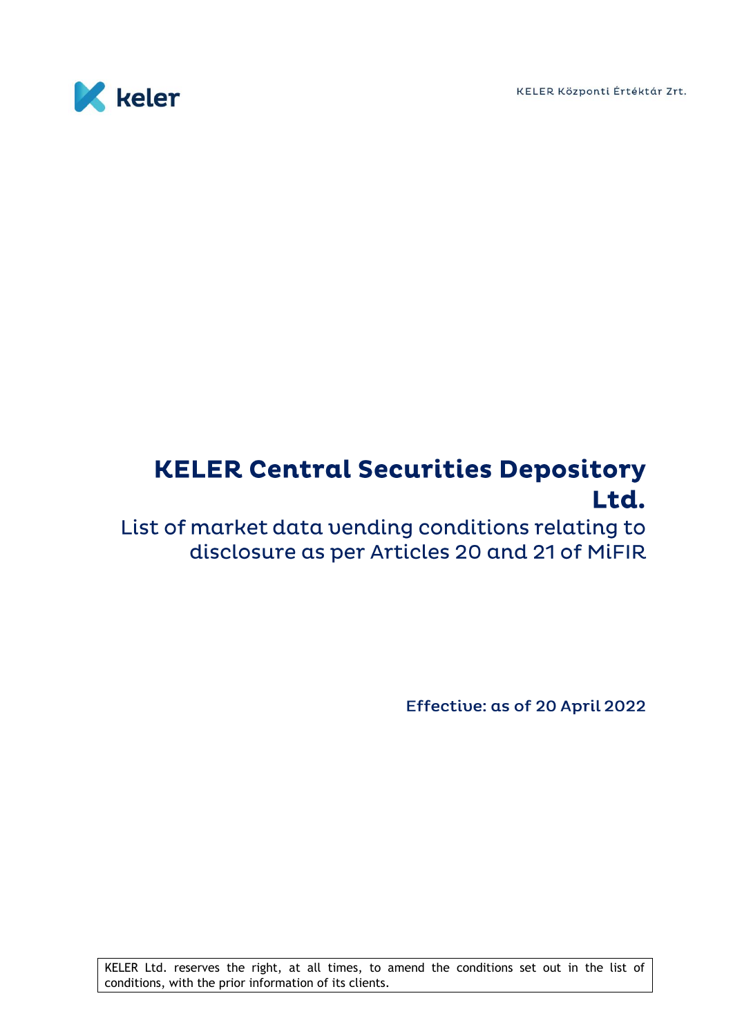KELER Központi Értéktár Zrt.

# KELER Central Securities Depository Ltd.

## List of market data vending conditions relating to disclosure as per Articles 20 and 21 of MiFIR

**Effective: as of 20 April 2022**

| KELER Ltd. reserves the right, at all times, to amend the conditions set out in the list of conditions, with the prior information of its clients. |
|---|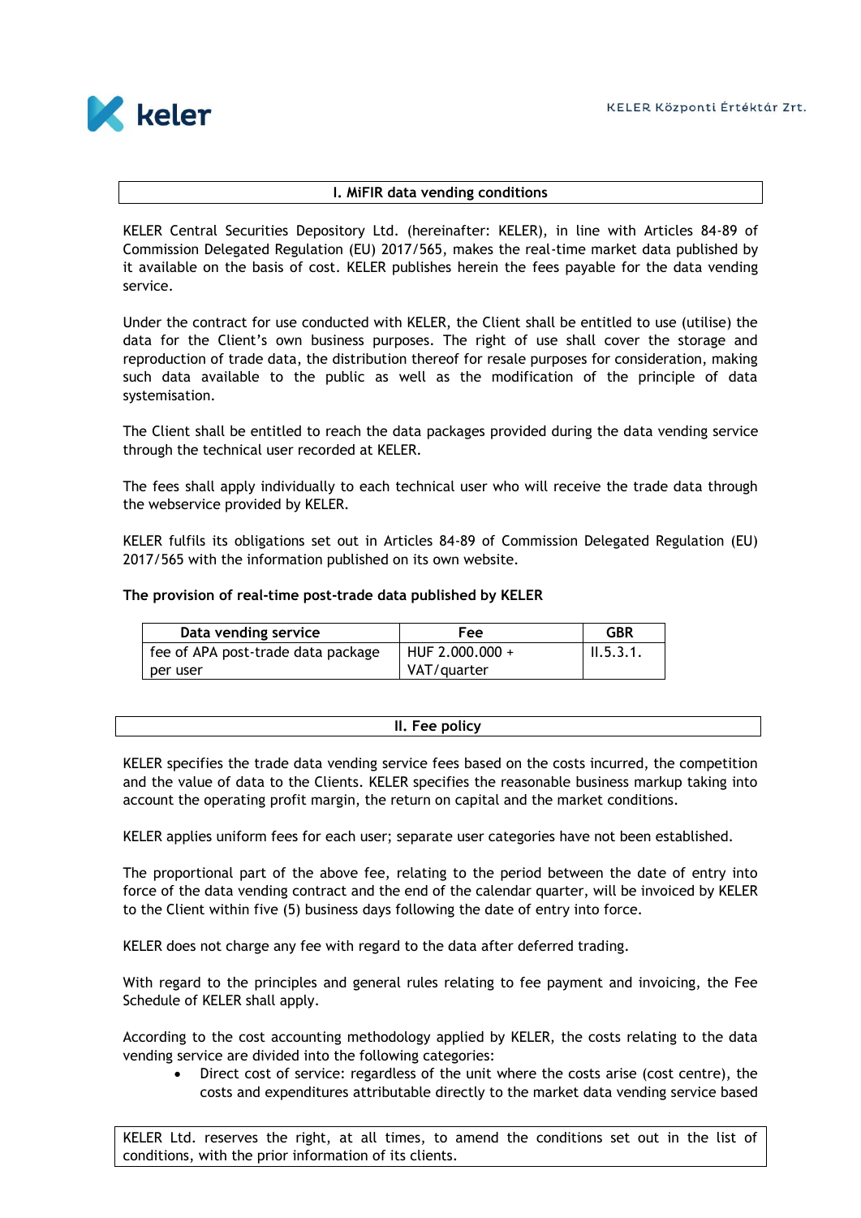## I. MiFIR data vending conditions

KELER Central Securities Depository Ltd. (hereinafter: KELER), in line with Articles 84-89 of Commission Delegated Regulation (EU) 2017/565, makes the real-time market data published by it available on the basis of cost. KELER publishes herein the fees payable for the data vending service.

Under the contract for use conducted with KELER, the Client shall be entitled to use (utilise) the data for the Client's own business purposes. The right of use shall cover the storage and reproduction of trade data, the distribution thereof for resale purposes for consideration, making such data available to the public as well as the modification of the principle of data systemisation.

The Client shall be entitled to reach the data packages provided during the data vending service through the technical user recorded at KELER.

The fees shall apply individually to each technical user who will receive the trade data through the webservice provided by KELER.

KELER fulfils its obligations set out in Articles 84-89 of Commission Delegated Regulation (EU) 2017/565 with the information published on its own website.

**The provision of real-time post-trade data published by KELER**

| Data vending service | Fee | GBR |
|---|---|---|
| fee of APA post-trade data package per user | HUF 2.000.000 + VAT/quarter | II.5.3.1. |

## II. Fee policy

KELER specifies the trade data vending service fees based on the costs incurred, the competition and the value of data to the Clients. KELER specifies the reasonable business markup taking into account the operating profit margin, the return on capital and the market conditions.

KELER applies uniform fees for each user; separate user categories have not been established.

The proportional part of the above fee, relating to the period between the date of entry into force of the data vending contract and the end of the calendar quarter, will be invoiced by KELER to the Client within five (5) business days following the date of entry into force.

KELER does not charge any fee with regard to the data after deferred trading.

With regard to the principles and general rules relating to fee payment and invoicing, the Fee Schedule of KELER shall apply.

According to the cost accounting methodology applied by KELER, the costs relating to the data vending service are divided into the following categories:

- Direct cost of service: regardless of the unit where the costs arise (cost centre), the costs and expenditures attributable directly to the market data vending service based

KELER Ltd. reserves the right, at all times, to amend the conditions set out in the list of conditions, with the prior information of its clients.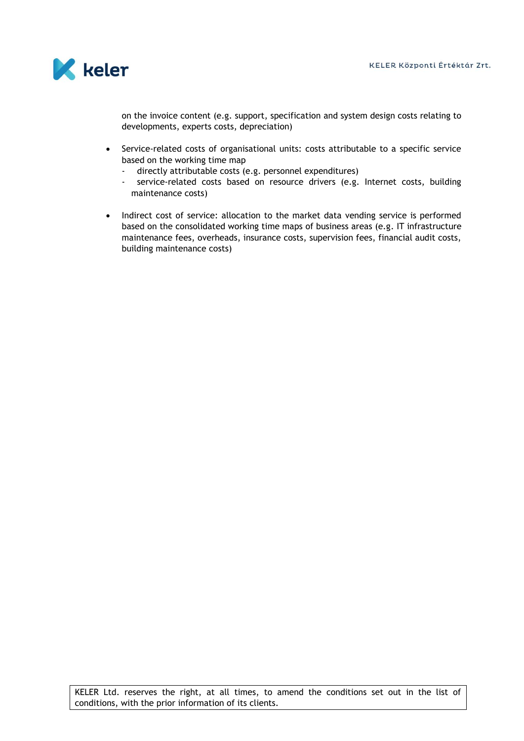on the invoice content (e.g. support, specification and system design costs relating to developments, experts costs, depreciation)

- Service-related costs of organisational units: costs attributable to a specific service based on the working time map
  - directly attributable costs (e.g. personnel expenditures)
  - service-related costs based on resource drivers (e.g. Internet costs, building maintenance costs)

- Indirect cost of service: allocation to the market data vending service is performed based on the consolidated working time maps of business areas (e.g. IT infrastructure maintenance fees, overheads, insurance costs, supervision fees, financial audit costs, building maintenance costs)

KELER Ltd. reserves the right, at all times, to amend the conditions set out in the list of conditions, with the prior information of its clients.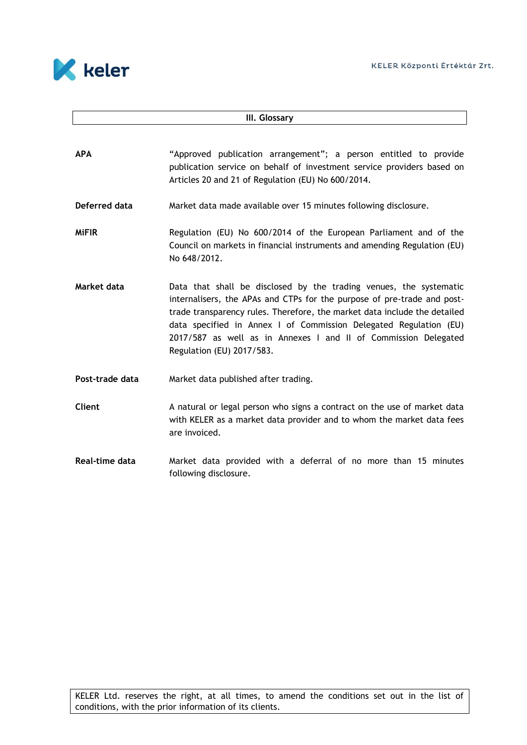## III. Glossary

| | |
|---|---|
| **APA** | "Approved publication arrangement"; a person entitled to provide publication service on behalf of investment service providers based on Articles 20 and 21 of Regulation (EU) No 600/2014. |
| **Deferred data** | Market data made available over 15 minutes following disclosure. |
| **MiFIR** | Regulation (EU) No 600/2014 of the European Parliament and of the Council on markets in financial instruments and amending Regulation (EU) No 648/2012. |
| **Market data** | Data that shall be disclosed by the trading venues, the systematic internalisers, the APAs and CTPs for the purpose of pre-trade and post-trade transparency rules. Therefore, the market data include the detailed data specified in Annex I of Commission Delegated Regulation (EU) 2017/587 as well as in Annexes I and II of Commission Delegated Regulation (EU) 2017/583. |
| **Post-trade data** | Market data published after trading. |
| **Client** | A natural or legal person who signs a contract on the use of market data with KELER as a market data provider and to whom the market data fees are invoiced. |
| **Real-time data** | Market data provided with a deferral of no more than 15 minutes following disclosure. |

KELER Ltd. reserves the right, at all times, to amend the conditions set out in the list of conditions, with the prior information of its clients.